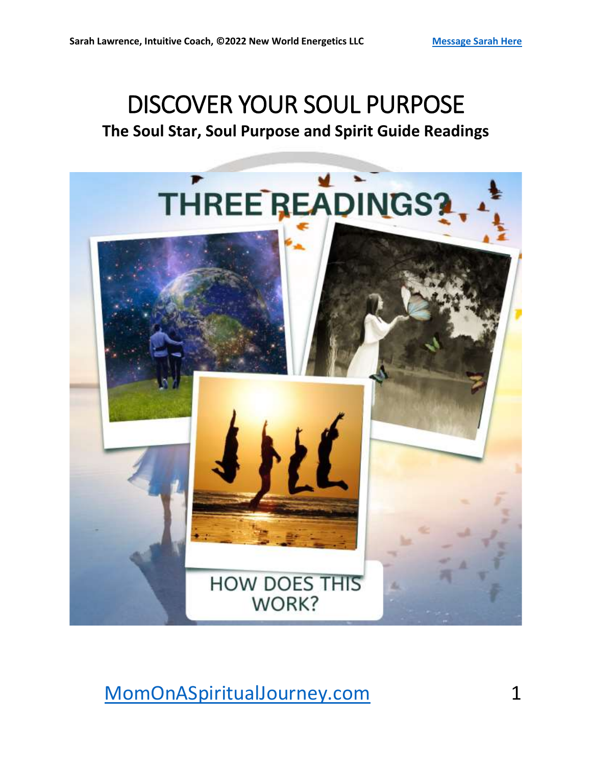# DISCOVER YOUR SOUL PURPOSE

**The Soul Star, Soul Purpose and Spirit Guide Readings**

THREE READINGS?

HOW DOES THIS WORK?

[MomOnASpiritualJourney.com](MomOnASpiritualJourney.com)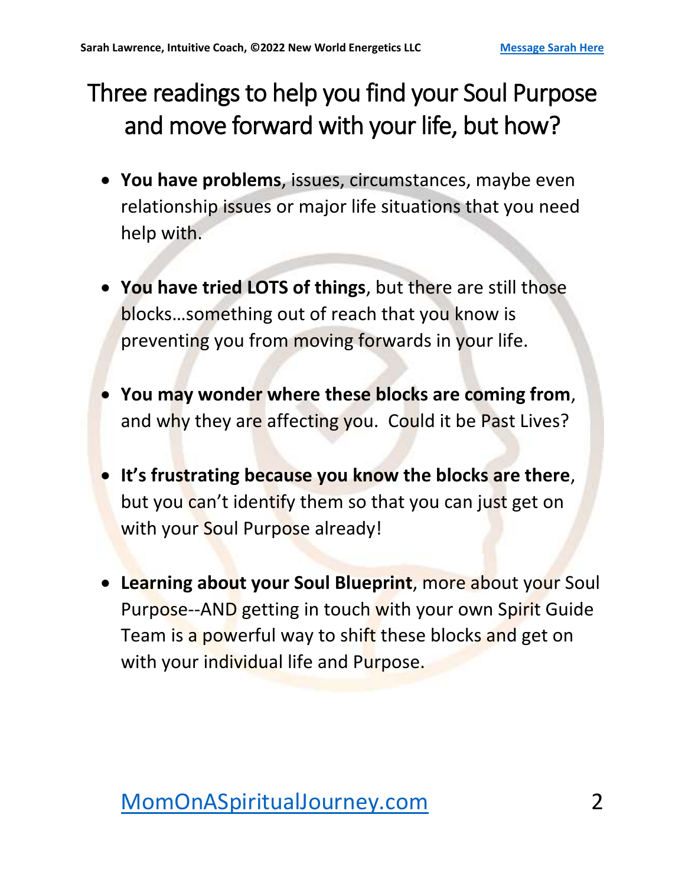# Three readings to help you find your Soul Purpose and move forward with your life, but how?

- **You have problems**, issues, circumstances, maybe even relationship issues or major life situations that you need help with.
- **You have tried LOTS of things**, but there are still those blocks…something out of reach that you know is preventing you from moving forwards in your life.
- **You may wonder where these blocks are coming from**, and why they are affecting you. Could it be Past Lives?
- **It's frustrating because you know the blocks are there**, but you can't identify them so that you can just get on with your Soul Purpose already!
- **Learning about your Soul Blueprint**, more about your Soul Purpose--AND getting in touch with your own Spirit Guide Team is a powerful way to shift these blocks and get on with your individual life and Purpose.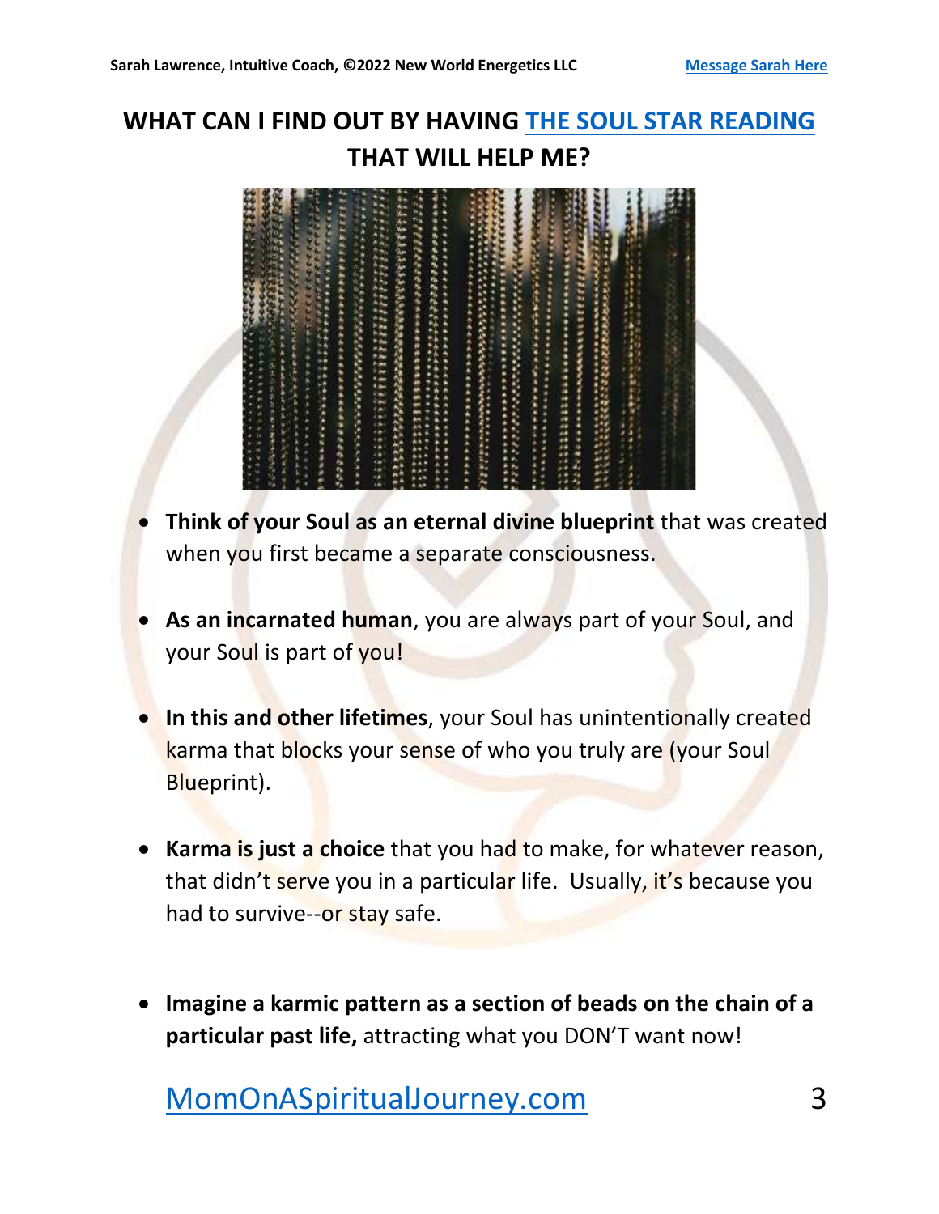# WHAT CAN I FIND OUT BY HAVING THE SOUL STAR READING THAT WILL HELP ME?

- **Think of your Soul as an eternal divine blueprint** that was created when you first became a separate consciousness.
- **As an incarnated human**, you are always part of your Soul, and your Soul is part of you!
- **In this and other lifetimes**, your Soul has unintentionally created karma that blocks your sense of who you truly are (your Soul Blueprint).
- **Karma is just a choice** that you had to make, for whatever reason, that didn't serve you in a particular life. Usually, it's because you had to survive--or stay safe.
- **Imagine a karmic pattern as a section of beads on the chain of a particular past life,** attracting what you DON'T want now!

MomOnASpiritualJourney.com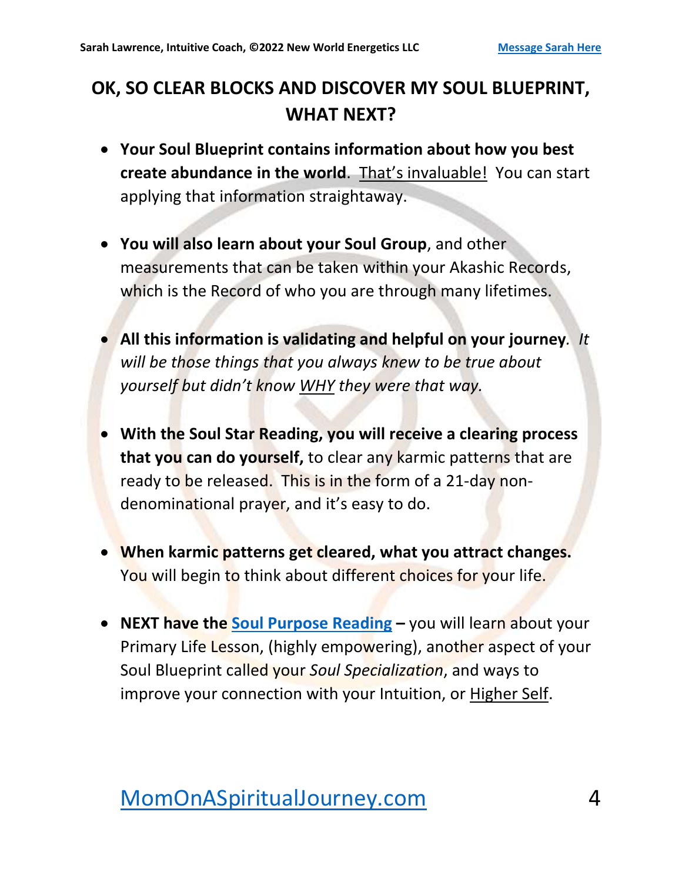## OK, SO CLEAR BLOCKS AND DISCOVER MY SOUL BLUEPRINT, WHAT NEXT?

- **Your Soul Blueprint contains information about how you best create abundance in the world**. That's invaluable! You can start applying that information straightaway.

- **You will also learn about your Soul Group**, and other measurements that can be taken within your Akashic Records, which is the Record of who you are through many lifetimes.

- **All this information is validating and helpful on your journey**. *It will be those things that you always knew to be true about yourself but didn't know WHY they were that way.*

- **With the Soul Star Reading, you will receive a clearing process that you can do yourself,** to clear any karmic patterns that are ready to be released. This is in the form of a 21-day non-denominational prayer, and it's easy to do.

- **When karmic patterns get cleared, what you attract changes.** You will begin to think about different choices for your life.

- **NEXT have the Soul Purpose Reading –** you will learn about your Primary Life Lesson, (highly empowering), another aspect of your Soul Blueprint called your *Soul Specialization*, and ways to improve your connection with your Intuition, or Higher Self.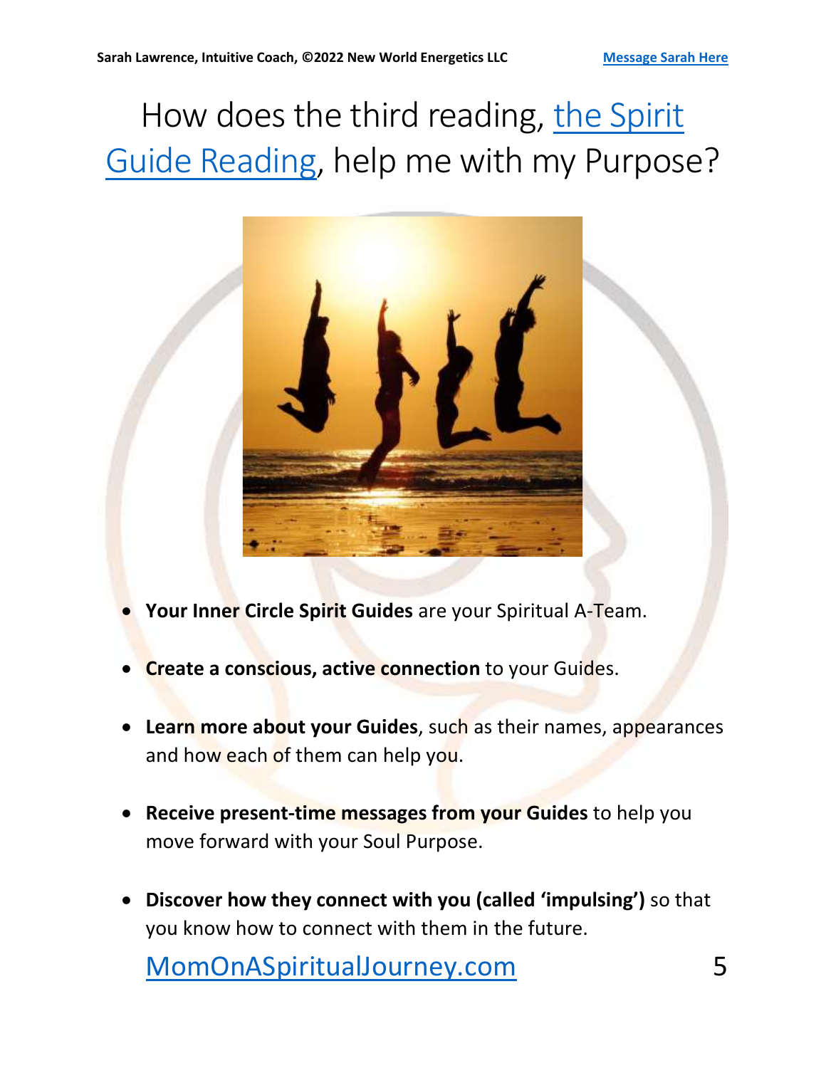# How does the third reading, the Spirit Guide Reading, help me with my Purpose?

- **Your Inner Circle Spirit Guides** are your Spiritual A-Team.
- **Create a conscious, active connection** to your Guides.
- **Learn more about your Guides**, such as their names, appearances and how each of them can help you.
- **Receive present-time messages from your Guides** to help you move forward with your Soul Purpose.
- **Discover how they connect with you (called 'impulsing')** so that you know how to connect with them in the future.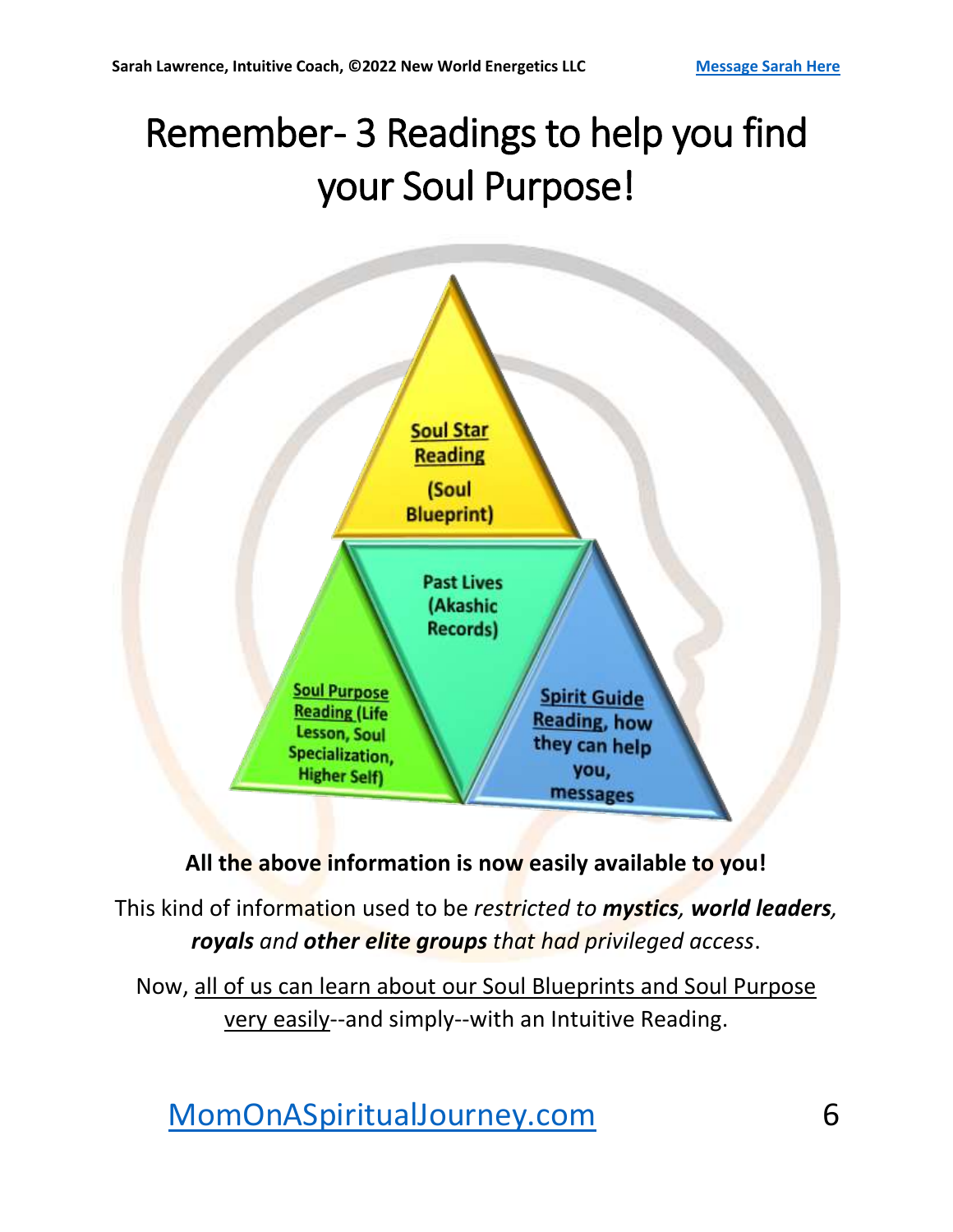# Remember- 3 Readings to help you find your Soul Purpose!

Soul Star Reading (Soul Blueprint)

Past Lives (Akashic Records)

Soul Purpose Reading (Life Lesson, Soul Specialization, Higher Self)

Spirit Guide Reading, how they can help you, messages

**All the above information is now easily available to you!**

This kind of information used to be *restricted to* ***mystics***, ***world leaders***, ***royals*** *and* ***other elite groups*** *that had privileged access*.

Now, all of us can learn about our Soul Blueprints and Soul Purpose very easily--and simply--with an Intuitive Reading.

MomOnASpiritualJourney.com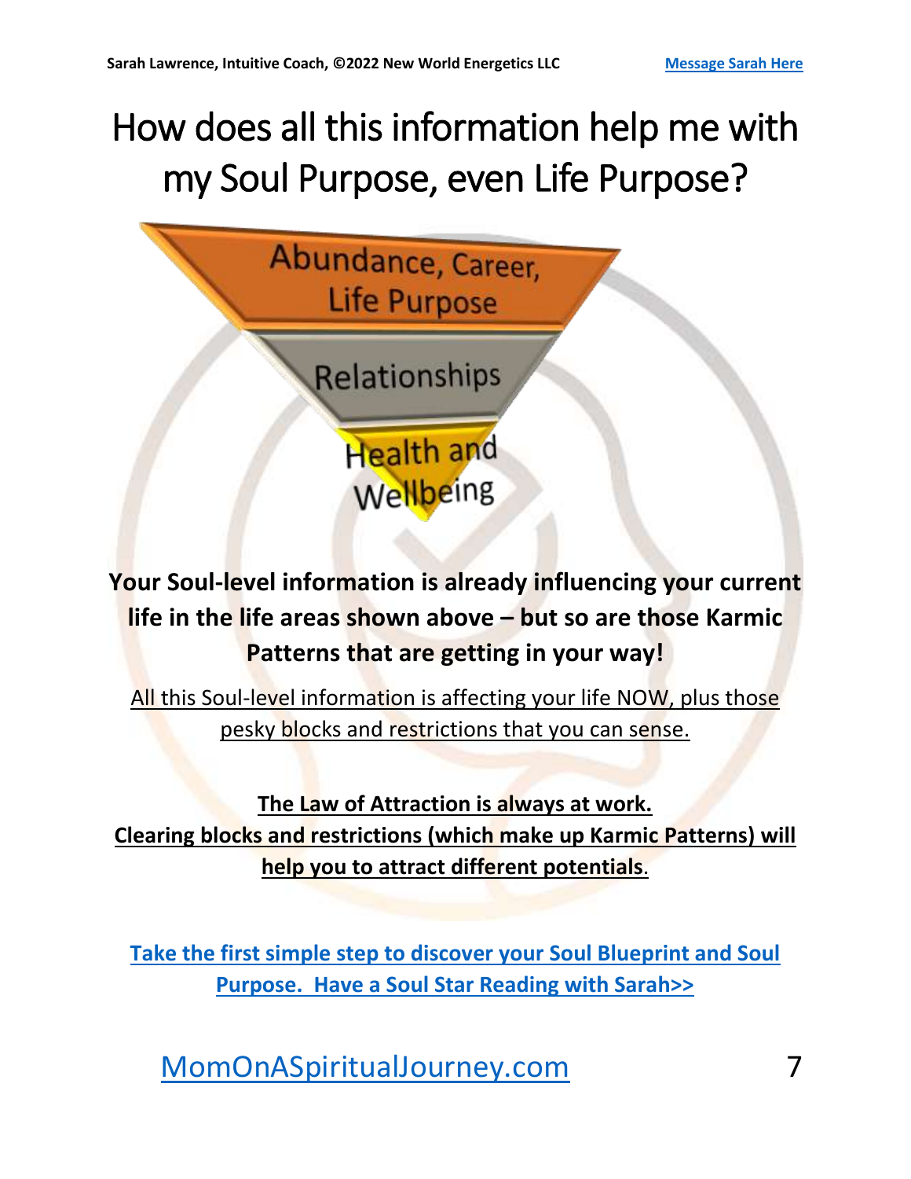# How does all this information help me with my Soul Purpose, even Life Purpose?

Abundance, Career, Life Purpose

Relationships

Health and Wellbeing

**Your Soul-level information is already influencing your current life in the life areas shown above – but so are those Karmic Patterns that are getting in your way!**

All this Soul-level information is affecting your life NOW, plus those pesky blocks and restrictions that you can sense.

**The Law of Attraction is always at work.**
**Clearing blocks and restrictions (which make up Karmic Patterns) will help you to attract different potentials**.

**Take the first simple step to discover your Soul Blueprint and Soul Purpose. Have a Soul Star Reading with Sarah>>**

MomOnASpiritualJourney.com